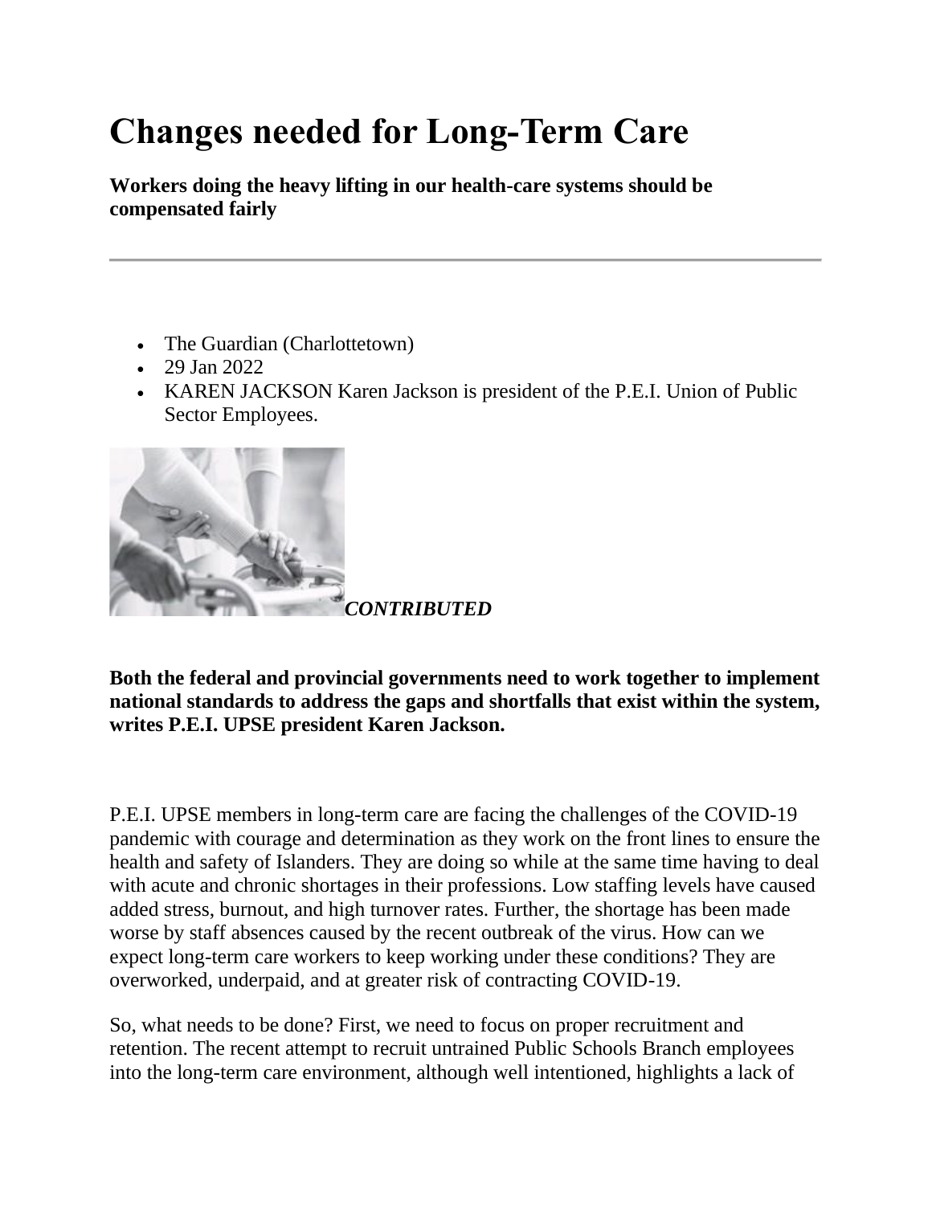# Changes needed for Long-Term Care

**Workers doing the heavy lifting in our health-care systems should be compensated fairly**

---

- The Guardian (Charlottetown)
- 29 Jan 2022
- KAREN JACKSON Karen Jackson is president of the P.E.I. Union of Public Sector Employees.

*CONTRIBUTED*

**Both the federal and provincial governments need to work together to implement national standards to address the gaps and shortfalls that exist within the system, writes P.E.I. UPSE president Karen Jackson.**

P.E.I. UPSE members in long-term care are facing the challenges of the COVID-19 pandemic with courage and determination as they work on the front lines to ensure the health and safety of Islanders. They are doing so while at the same time having to deal with acute and chronic shortages in their professions. Low staffing levels have caused added stress, burnout, and high turnover rates. Further, the shortage has been made worse by staff absences caused by the recent outbreak of the virus. How can we expect long-term care workers to keep working under these conditions? They are overworked, underpaid, and at greater risk of contracting COVID-19.

So, what needs to be done? First, we need to focus on proper recruitment and retention. The recent attempt to recruit untrained Public Schools Branch employees into the long-term care environment, although well intentioned, highlights a lack of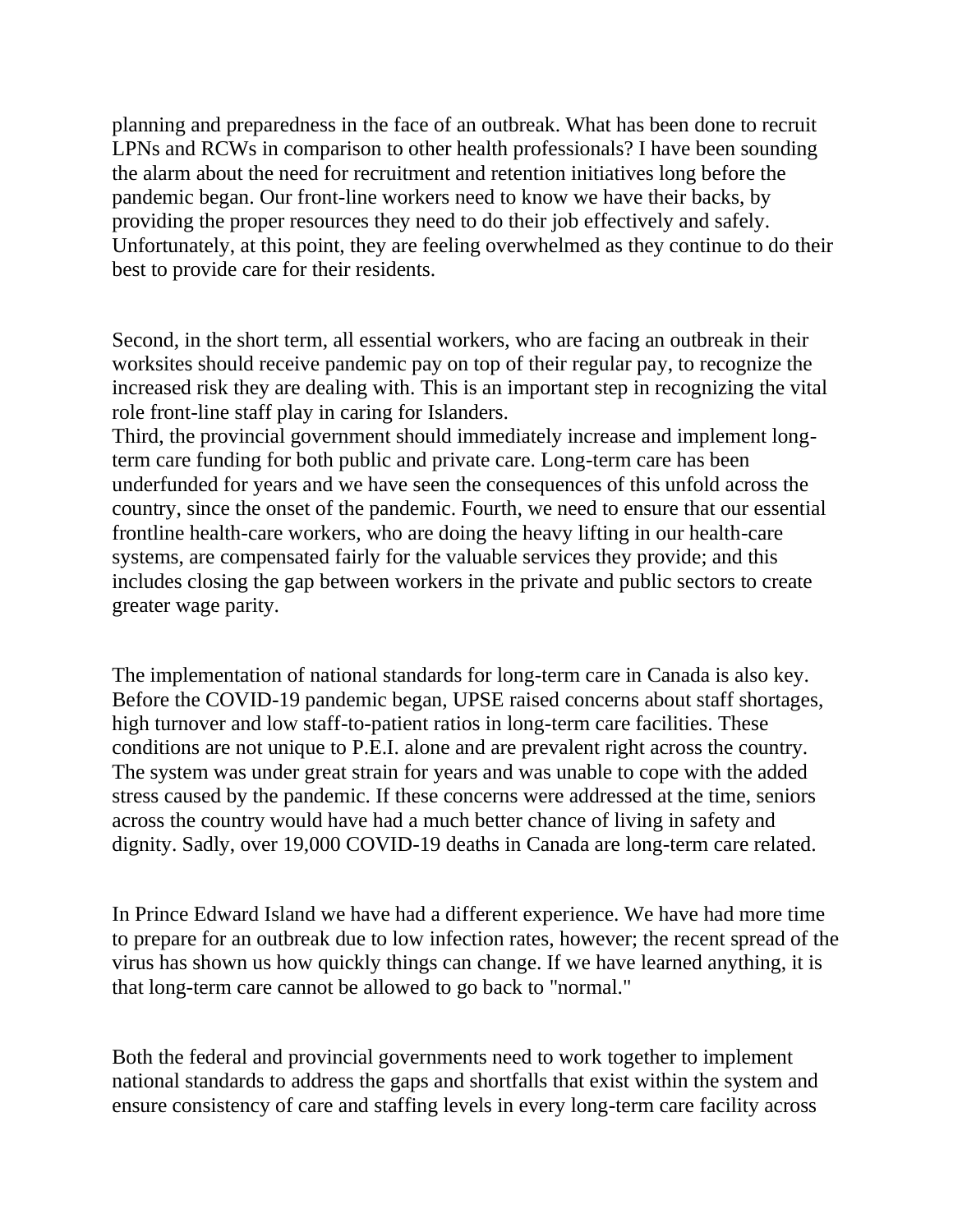planning and preparedness in the face of an outbreak. What has been done to recruit LPNs and RCWs in comparison to other health professionals? I have been sounding the alarm about the need for recruitment and retention initiatives long before the pandemic began. Our front-line workers need to know we have their backs, by providing the proper resources they need to do their job effectively and safely. Unfortunately, at this point, they are feeling overwhelmed as they continue to do their best to provide care for their residents.

Second, in the short term, all essential workers, who are facing an outbreak in their worksites should receive pandemic pay on top of their regular pay, to recognize the increased risk they are dealing with. This is an important step in recognizing the vital role front-line staff play in caring for Islanders.
Third, the provincial government should immediately increase and implement long-term care funding for both public and private care. Long-term care has been underfunded for years and we have seen the consequences of this unfold across the country, since the onset of the pandemic. Fourth, we need to ensure that our essential frontline health-care workers, who are doing the heavy lifting in our health-care systems, are compensated fairly for the valuable services they provide; and this includes closing the gap between workers in the private and public sectors to create greater wage parity.

The implementation of national standards for long-term care in Canada is also key. Before the COVID-19 pandemic began, UPSE raised concerns about staff shortages, high turnover and low staff-to-patient ratios in long-term care facilities. These conditions are not unique to P.E.I. alone and are prevalent right across the country. The system was under great strain for years and was unable to cope with the added stress caused by the pandemic. If these concerns were addressed at the time, seniors across the country would have had a much better chance of living in safety and dignity. Sadly, over 19,000 COVID-19 deaths in Canada are long-term care related.

In Prince Edward Island we have had a different experience. We have had more time to prepare for an outbreak due to low infection rates, however; the recent spread of the virus has shown us how quickly things can change. If we have learned anything, it is that long-term care cannot be allowed to go back to "normal."

Both the federal and provincial governments need to work together to implement national standards to address the gaps and shortfalls that exist within the system and ensure consistency of care and staffing levels in every long-term care facility across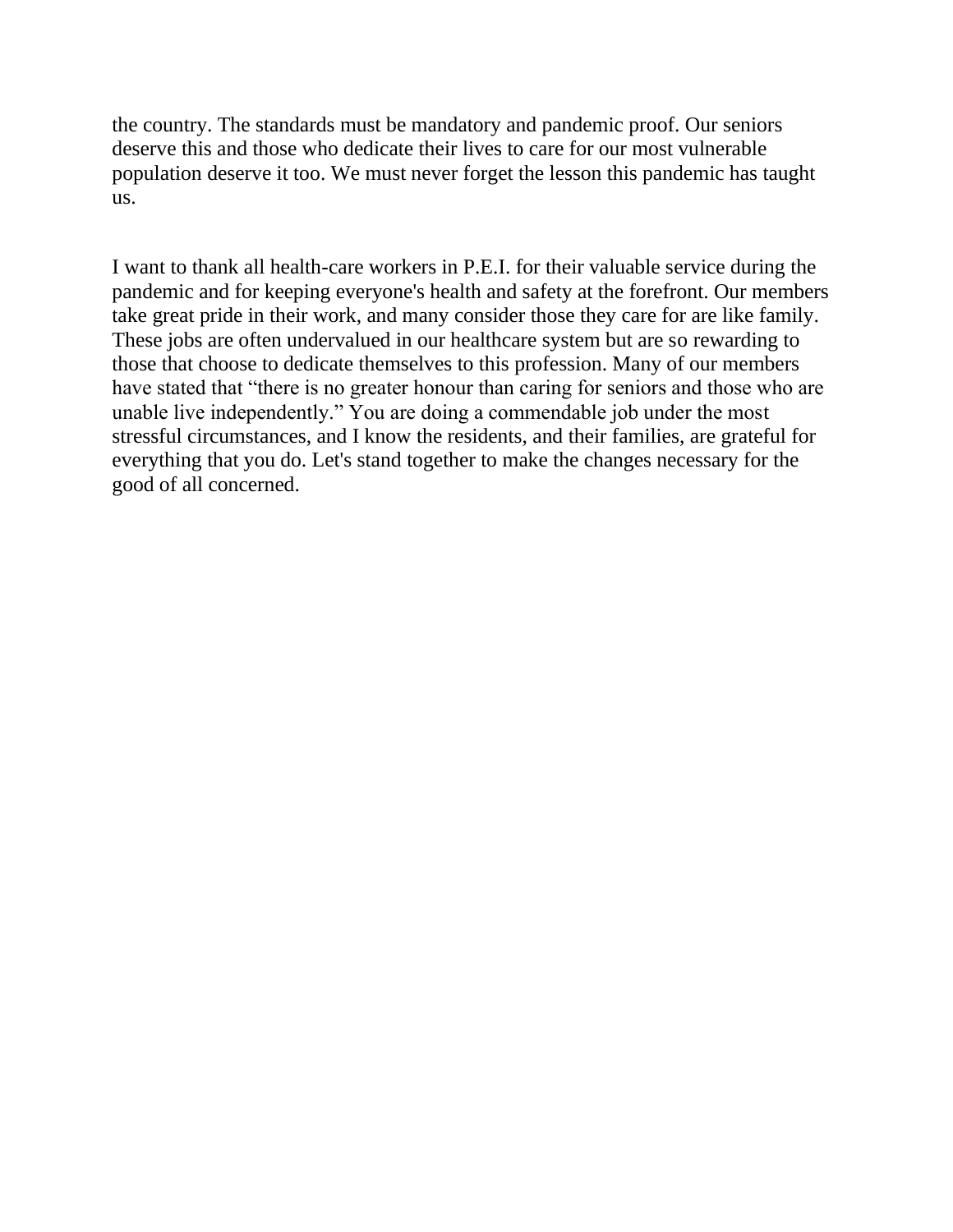the country. The standards must be mandatory and pandemic proof. Our seniors deserve this and those who dedicate their lives to care for our most vulnerable population deserve it too. We must never forget the lesson this pandemic has taught us.

I want to thank all health-care workers in P.E.I. for their valuable service during the pandemic and for keeping everyone's health and safety at the forefront. Our members take great pride in their work, and many consider those they care for are like family. These jobs are often undervalued in our healthcare system but are so rewarding to those that choose to dedicate themselves to this profession. Many of our members have stated that "there is no greater honour than caring for seniors and those who are unable live independently." You are doing a commendable job under the most stressful circumstances, and I know the residents, and their families, are grateful for everything that you do. Let's stand together to make the changes necessary for the good of all concerned.